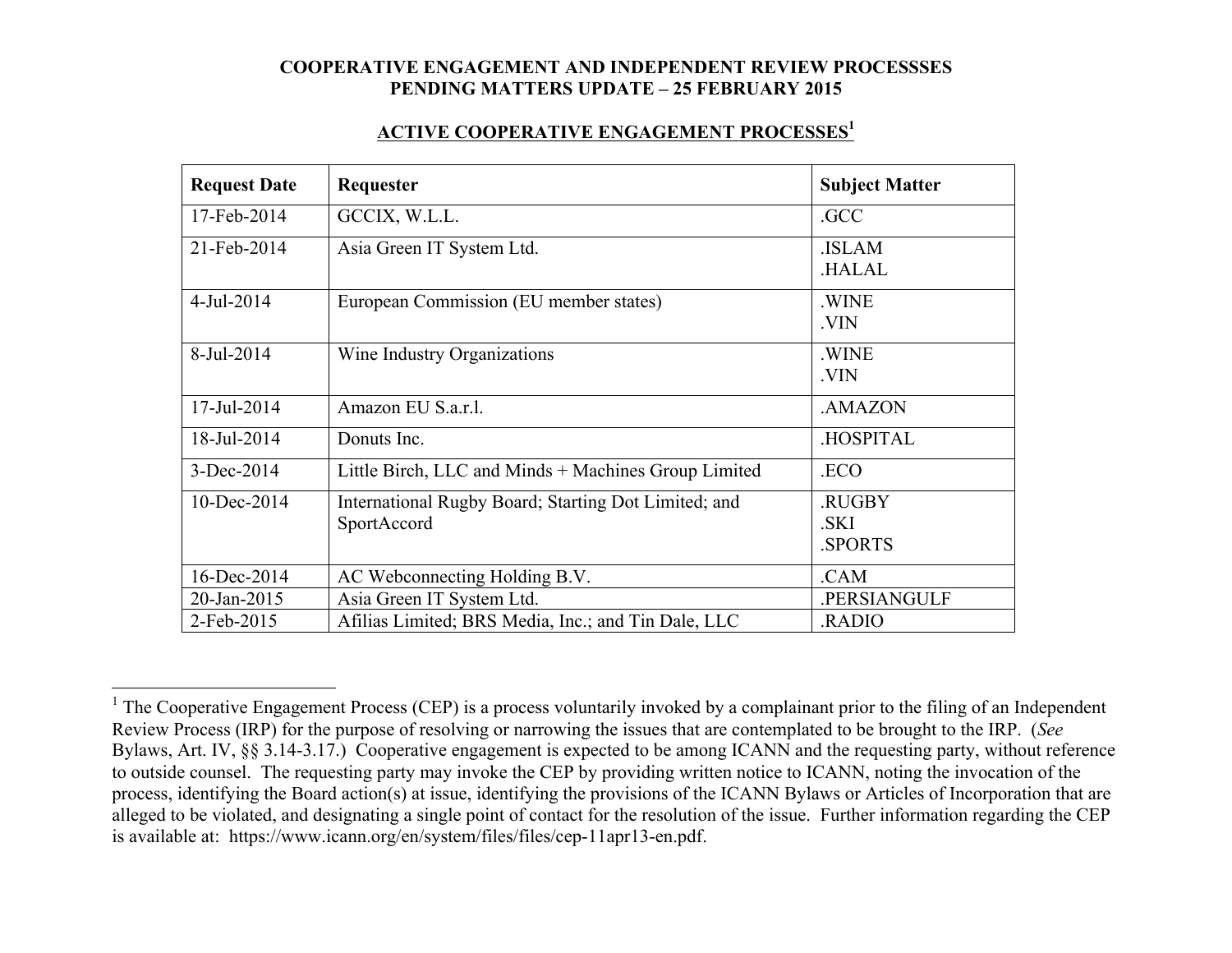**COOPERATIVE ENGAGEMENT AND INDEPENDENT REVIEW PROCESSSES**
**PENDING MATTERS UPDATE – 25 FEBRUARY 2015**

## ACTIVE COOPERATIVE ENGAGEMENT PROCESSES[1]

| Request Date | Requester | Subject Matter |
|---|---|---|
| 17-Feb-2014 | GCCIX, W.L.L. | .GCC |
| 21-Feb-2014 | Asia Green IT System Ltd. | .ISLAM<br>.HALAL |
| 4-Jul-2014 | European Commission (EU member states) | .WINE<br>.VIN |
| 8-Jul-2014 | Wine Industry Organizations | .WINE<br>.VIN |
| 17-Jul-2014 | Amazon EU S.a.r.l. | .AMAZON |
| 18-Jul-2014 | Donuts Inc. | .HOSPITAL |
| 3-Dec-2014 | Little Birch, LLC and Minds + Machines Group Limited | .ECO |
| 10-Dec-2014 | International Rugby Board; Starting Dot Limited; and SportAccord | .RUGBY<br>.SKI<br>.SPORTS |
| 16-Dec-2014 | AC Webconnecting Holding B.V. | .CAM |
| 20-Jan-2015 | Asia Green IT System Ltd. | .PERSIANGULF |
| 2-Feb-2015 | Afilias Limited; BRS Media, Inc.; and Tin Dale, LLC | .RADIO |

[1] The Cooperative Engagement Process (CEP) is a process voluntarily invoked by a complainant prior to the filing of an Independent Review Process (IRP) for the purpose of resolving or narrowing the issues that are contemplated to be brought to the IRP. (*See* Bylaws, Art. IV, §§ 3.14-3.17.) Cooperative engagement is expected to be among ICANN and the requesting party, without reference to outside counsel. The requesting party may invoke the CEP by providing written notice to ICANN, noting the invocation of the process, identifying the Board action(s) at issue, identifying the provisions of the ICANN Bylaws or Articles of Incorporation that are alleged to be violated, and designating a single point of contact for the resolution of the issue. Further information regarding the CEP is available at: https://www.icann.org/en/system/files/files/cep-11apr13-en.pdf.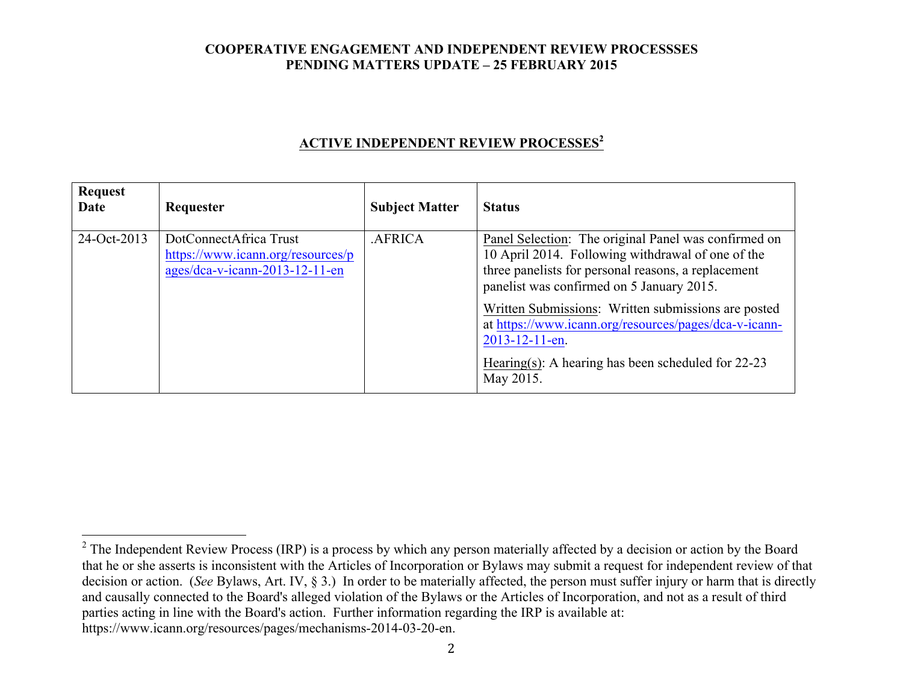**COOPERATIVE ENGAGEMENT AND INDEPENDENT REVIEW PROCESSSES**
**PENDING MATTERS UPDATE – 25 FEBRUARY 2015**

## ACTIVE INDEPENDENT REVIEW PROCESSES[2]

| Request Date | Requester | Subject Matter | Status |
|---|---|---|---|
| 24-Oct-2013 | DotConnectAfrica Trust https://www.icann.org/resources/pages/dca-v-icann-2013-12-11-en | .AFRICA | Panel Selection: The original Panel was confirmed on 10 April 2014. Following withdrawal of one of the three panelists for personal reasons, a replacement panelist was confirmed on 5 January 2015.<br><br>Written Submissions: Written submissions are posted at https://www.icann.org/resources/pages/dca-v-icann-2013-12-11-en.<br><br>Hearing(s): A hearing has been scheduled for 22-23 May 2015. |

[2] The Independent Review Process (IRP) is a process by which any person materially affected by a decision or action by the Board that he or she asserts is inconsistent with the Articles of Incorporation or Bylaws may submit a request for independent review of that decision or action. (*See* Bylaws, Art. IV, § 3.) In order to be materially affected, the person must suffer injury or harm that is directly and causally connected to the Board's alleged violation of the Bylaws or the Articles of Incorporation, and not as a result of third parties acting in line with the Board's action. Further information regarding the IRP is available at: https://www.icann.org/resources/pages/mechanisms-2014-03-20-en.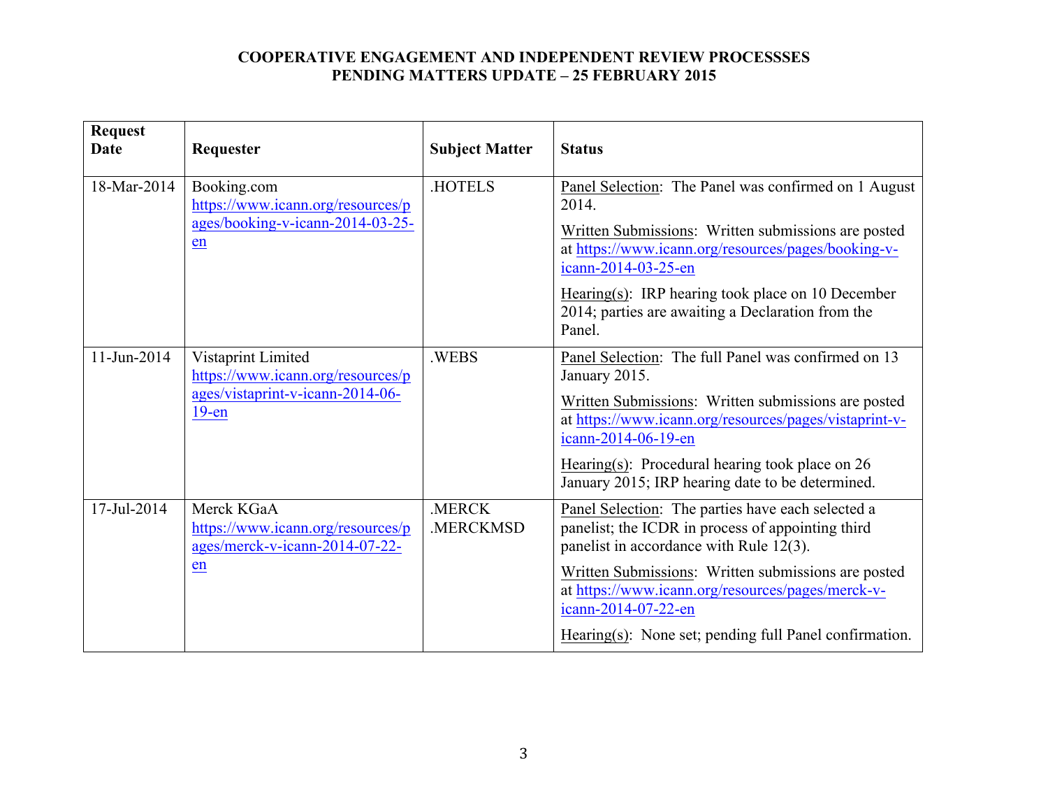**COOPERATIVE ENGAGEMENT AND INDEPENDENT REVIEW PROCESSSES**
**PENDING MATTERS UPDATE – 25 FEBRUARY 2015**

| Request Date | Requester | Subject Matter | Status |
|---|---|---|---|
| 18-Mar-2014 | Booking.com https://www.icann.org/resources/pages/booking-v-icann-2014-03-25-en | .HOTELS | Panel Selection: The Panel was confirmed on 1 August 2014. <br> Written Submissions: Written submissions are posted at https://www.icann.org/resources/pages/booking-v-icann-2014-03-25-en <br> Hearing(s): IRP hearing took place on 10 December 2014; parties are awaiting a Declaration from the Panel. |
| 11-Jun-2014 | Vistaprint Limited https://www.icann.org/resources/pages/vistaprint-v-icann-2014-06-19-en | .WEBS | Panel Selection: The full Panel was confirmed on 13 January 2015. <br> Written Submissions: Written submissions are posted at https://www.icann.org/resources/pages/vistaprint-v-icann-2014-06-19-en <br> Hearing(s): Procedural hearing took place on 26 January 2015; IRP hearing date to be determined. |
| 17-Jul-2014 | Merck KGaA https://www.icann.org/resources/pages/merck-v-icann-2014-07-22-en | .MERCK .MERCKMSD | Panel Selection: The parties have each selected a panelist; the ICDR in process of appointing third panelist in accordance with Rule 12(3). <br> Written Submissions: Written submissions are posted at https://www.icann.org/resources/pages/merck-v-icann-2014-07-22-en <br> Hearing(s): None set; pending full Panel confirmation. |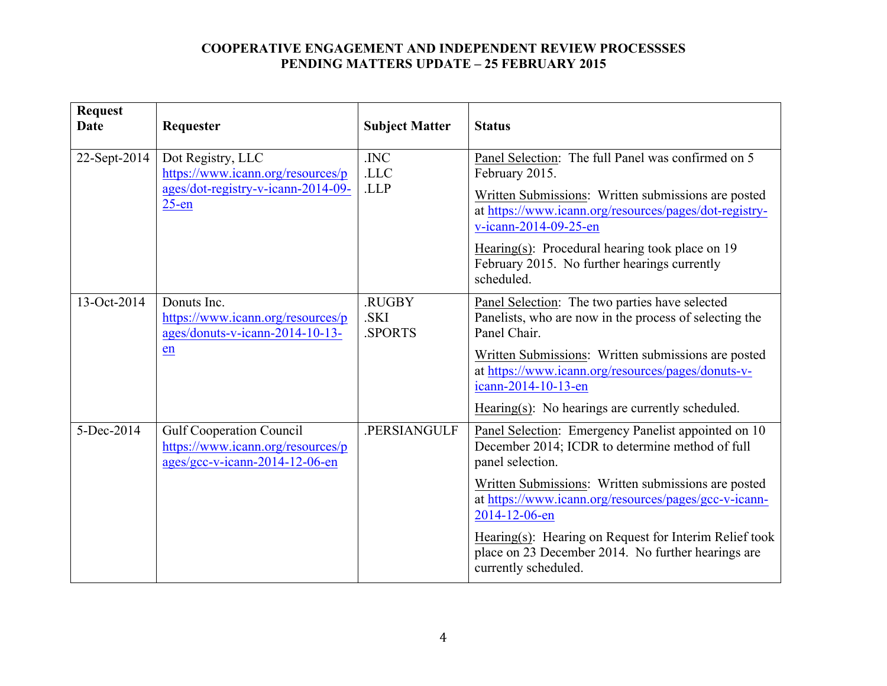**COOPERATIVE ENGAGEMENT AND INDEPENDENT REVIEW PROCESSSES**
**PENDING MATTERS UPDATE – 25 FEBRUARY 2015**

| Request Date | Requester | Subject Matter | Status |
|---|---|---|---|
| 22-Sept-2014 | Dot Registry, LLC https://www.icann.org/resources/pages/dot-registry-v-icann-2014-09-25-en | .INC .LLC .LLP | Panel Selection: The full Panel was confirmed on 5 February 2015.<br>Written Submissions: Written submissions are posted at https://www.icann.org/resources/pages/dot-registry-v-icann-2014-09-25-en<br>Hearing(s): Procedural hearing took place on 19 February 2015. No further hearings currently scheduled. |
| 13-Oct-2014 | Donuts Inc. https://www.icann.org/resources/pages/donuts-v-icann-2014-10-13-en | .RUGBY .SKI .SPORTS | Panel Selection: The two parties have selected Panelists, who are now in the process of selecting the Panel Chair.<br>Written Submissions: Written submissions are posted at https://www.icann.org/resources/pages/donuts-v-icann-2014-10-13-en<br>Hearing(s): No hearings are currently scheduled. |
| 5-Dec-2014 | Gulf Cooperation Council https://www.icann.org/resources/pages/gcc-v-icann-2014-12-06-en | .PERSIANGULF | Panel Selection: Emergency Panelist appointed on 10 December 2014; ICDR to determine method of full panel selection.<br>Written Submissions: Written submissions are posted at https://www.icann.org/resources/pages/gcc-v-icann-2014-12-06-en<br>Hearing(s): Hearing on Request for Interim Relief took place on 23 December 2014. No further hearings are currently scheduled. |